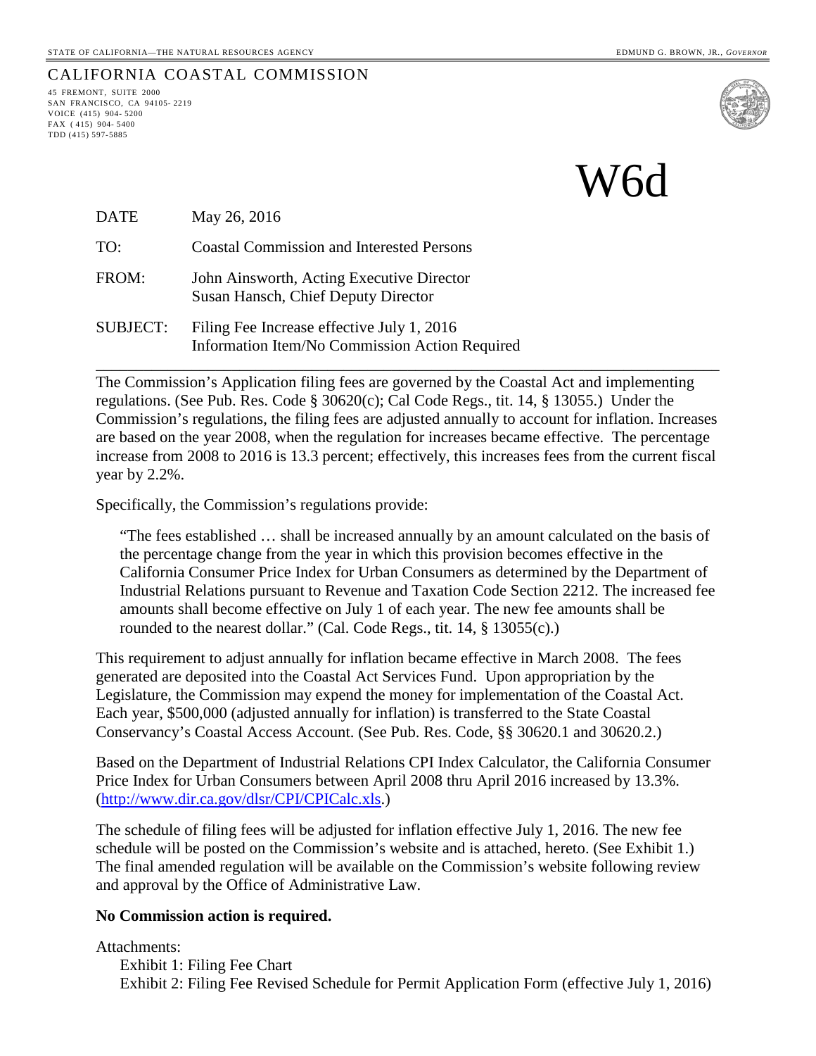STATE OF CALIFORNIA—THE NATURAL RESOURCES AGENCY — EDMUND G. BROWN, JR., *GOVERNOR*

CALIFORNIA COASTAL COMMISSION

45 FREMONT, SUITE 2000
SAN FRANCISCO, CA 94105-2219
VOICE (415) 904-5200
FAX (415) 904-5400
TDD (415) 597-5885

# W6d

| | |
|---|---|
| DATE | May 26, 2016 |
| TO: | Coastal Commission and Interested Persons |
| FROM: | John Ainsworth, Acting Executive Director<br>Susan Hansch, Chief Deputy Director |
| SUBJECT: | Filing Fee Increase effective July 1, 2016<br>Information Item/No Commission Action Required |

---

The Commission's Application filing fees are governed by the Coastal Act and implementing regulations. (See Pub. Res. Code § 30620(c); Cal Code Regs., tit. 14, § 13055.) Under the Commission's regulations, the filing fees are adjusted annually to account for inflation. Increases are based on the year 2008, when the regulation for increases became effective. The percentage increase from 2008 to 2016 is 13.3 percent; effectively, this increases fees from the current fiscal year by 2.2%.

Specifically, the Commission's regulations provide:

> "The fees established … shall be increased annually by an amount calculated on the basis of the percentage change from the year in which this provision becomes effective in the California Consumer Price Index for Urban Consumers as determined by the Department of Industrial Relations pursuant to Revenue and Taxation Code Section 2212. The increased fee amounts shall become effective on July 1 of each year. The new fee amounts shall be rounded to the nearest dollar." (Cal. Code Regs., tit. 14, § 13055(c).)

This requirement to adjust annually for inflation became effective in March 2008. The fees generated are deposited into the Coastal Act Services Fund. Upon appropriation by the Legislature, the Commission may expend the money for implementation of the Coastal Act. Each year, $500,000 (adjusted annually for inflation) is transferred to the State Coastal Conservancy's Coastal Access Account. (See Pub. Res. Code, §§ 30620.1 and 30620.2.)

Based on the Department of Industrial Relations CPI Index Calculator, the California Consumer Price Index for Urban Consumers between April 2008 thru April 2016 increased by 13.3%. (http://www.dir.ca.gov/dlsr/CPI/CPICalc.xls.)

The schedule of filing fees will be adjusted for inflation effective July 1, 2016. The new fee schedule will be posted on the Commission's website and is attached, hereto. (See Exhibit 1.) The final amended regulation will be available on the Commission's website following review and approval by the Office of Administrative Law.

**No Commission action is required.**

Attachments:
- Exhibit 1: Filing Fee Chart
- Exhibit 2: Filing Fee Revised Schedule for Permit Application Form (effective July 1, 2016)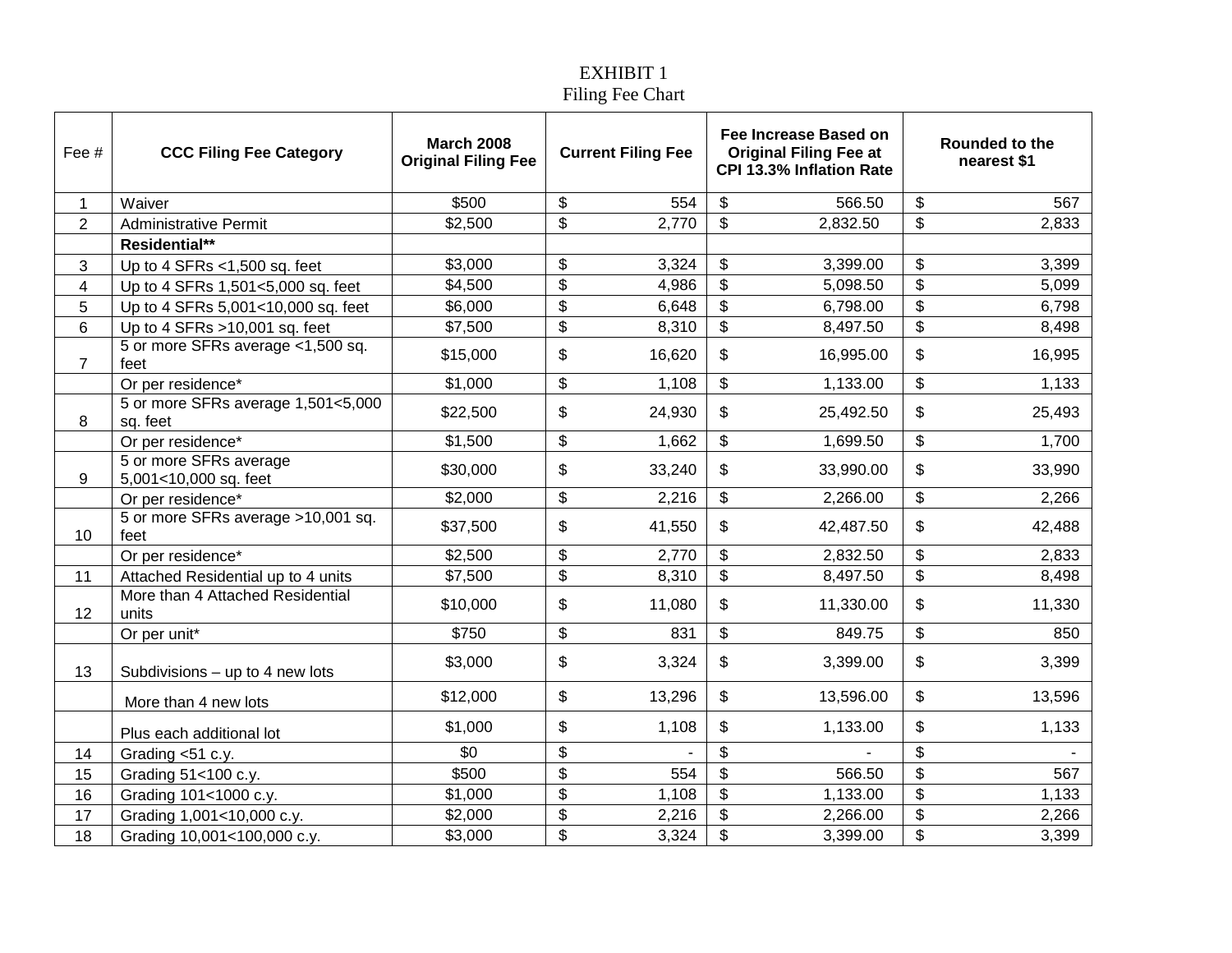EXHIBIT 1
Filing Fee Chart

| Fee # | CCC Filing Fee Category | March 2008 Original Filing Fee | Current Filing Fee | Fee Increase Based on Original Filing Fee at CPI 13.3% Inflation Rate | Rounded to the nearest $1 |
|---|---|---|---|---|---|
| 1 | Waiver | $500 | $ 554 | $ 566.50 | $ 567 |
| 2 | Administrative Permit | $2,500 | $ 2,770 | $ 2,832.50 | $ 2,833 |
| | **Residential**** | | | | |
| 3 | Up to 4 SFRs <1,500 sq. feet | $3,000 | $ 3,324 | $ 3,399.00 | $ 3,399 |
| 4 | Up to 4 SFRs 1,501<5,000 sq. feet | $4,500 | $ 4,986 | $ 5,098.50 | $ 5,099 |
| 5 | Up to 4 SFRs 5,001<10,000 sq. feet | $6,000 | $ 6,648 | $ 6,798.00 | $ 6,798 |
| 6 | Up to 4 SFRs >10,001 sq. feet | $7,500 | $ 8,310 | $ 8,497.50 | $ 8,498 |
| 7 | 5 or more SFRs average <1,500 sq. feet | $15,000 | $ 16,620 | $ 16,995.00 | $ 16,995 |
| | Or per residence* | $1,000 | $ 1,108 | $ 1,133.00 | $ 1,133 |
| 8 | 5 or more SFRs average 1,501<5,000 sq. feet | $22,500 | $ 24,930 | $ 25,492.50 | $ 25,493 |
| | Or per residence* | $1,500 | $ 1,662 | $ 1,699.50 | $ 1,700 |
| 9 | 5 or more SFRs average 5,001<10,000 sq. feet | $30,000 | $ 33,240 | $ 33,990.00 | $ 33,990 |
| | Or per residence* | $2,000 | $ 2,216 | $ 2,266.00 | $ 2,266 |
| 10 | 5 or more SFRs average >10,001 sq. feet | $37,500 | $ 41,550 | $ 42,487.50 | $ 42,488 |
| | Or per residence* | $2,500 | $ 2,770 | $ 2,832.50 | $ 2,833 |
| 11 | Attached Residential up to 4 units | $7,500 | $ 8,310 | $ 8,497.50 | $ 8,498 |
| 12 | More than 4 Attached Residential units | $10,000 | $ 11,080 | $ 11,330.00 | $ 11,330 |
| | Or per unit* | $750 | $ 831 | $ 849.75 | $ 850 |
| 13 | Subdivisions – up to 4 new lots | $3,000 | $ 3,324 | $ 3,399.00 | $ 3,399 |
| | More than 4 new lots | $12,000 | $ 13,296 | $ 13,596.00 | $ 13,596 |
| | Plus each additional lot | $1,000 | $ 1,108 | $ 1,133.00 | $ 1,133 |
| 14 | Grading <51 c.y. | $0 | $ - | $ - | $ - |
| 15 | Grading 51<100 c.y. | $500 | $ 554 | $ 566.50 | $ 567 |
| 16 | Grading 101<1000 c.y. | $1,000 | $ 1,108 | $ 1,133.00 | $ 1,133 |
| 17 | Grading 1,001<10,000 c.y. | $2,000 | $ 2,216 | $ 2,266.00 | $ 2,266 |
| 18 | Grading 10,001<100,000 c.y. | $3,000 | $ 3,324 | $ 3,399.00 | $ 3,399 |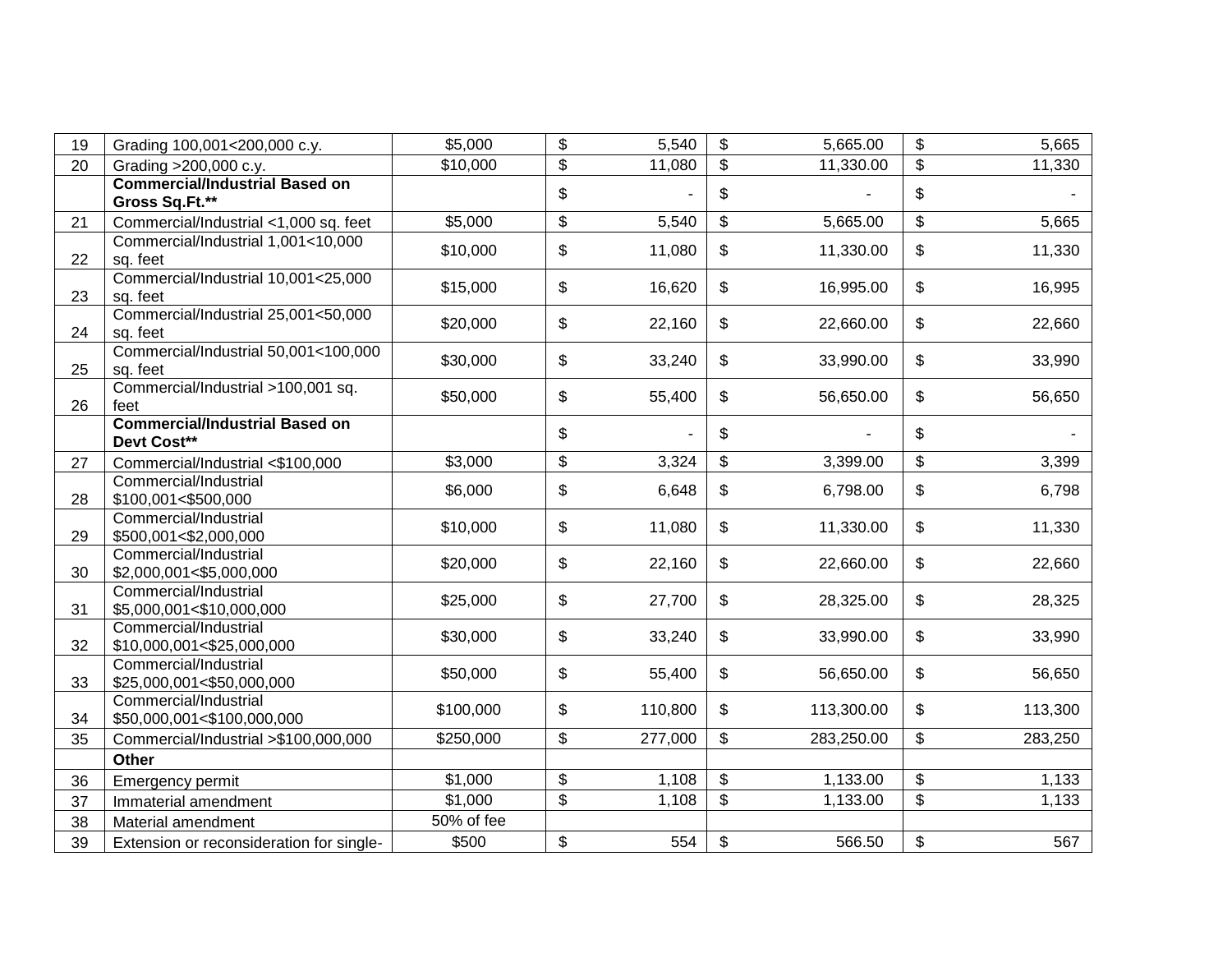| 19 | Grading 100,001<200,000 c.y. | $5,000 | $ 5,540 | $ 5,665.00 | $ 5,665 |
|---|---|---|---|---|---|
| 20 | Grading >200,000 c.y. | $10,000 | $ 11,080 | $ 11,330.00 | $ 11,330 |
| | **Commercial/Industrial Based on Gross Sq.Ft.**** | | $ - | $ - | $ - |
| 21 | Commercial/Industrial <1,000 sq. feet | $5,000 | $ 5,540 | $ 5,665.00 | $ 5,665 |
| 22 | Commercial/Industrial 1,001<10,000 sq. feet | $10,000 | $ 11,080 | $ 11,330.00 | $ 11,330 |
| 23 | Commercial/Industrial 10,001<25,000 sq. feet | $15,000 | $ 16,620 | $ 16,995.00 | $ 16,995 |
| 24 | Commercial/Industrial 25,001<50,000 sq. feet | $20,000 | $ 22,160 | $ 22,660.00 | $ 22,660 |
| 25 | Commercial/Industrial 50,001<100,000 sq. feet | $30,000 | $ 33,240 | $ 33,990.00 | $ 33,990 |
| 26 | Commercial/Industrial >100,001 sq. feet | $50,000 | $ 55,400 | $ 56,650.00 | $ 56,650 |
| | **Commercial/Industrial Based on Devt Cost**** | | $ - | $ - | $ - |
| 27 | Commercial/Industrial <$100,000 | $3,000 | $ 3,324 | $ 3,399.00 | $ 3,399 |
| 28 | Commercial/Industrial $100,001<$500,000 | $6,000 | $ 6,648 | $ 6,798.00 | $ 6,798 |
| 29 | Commercial/Industrial $500,001<$2,000,000 | $10,000 | $ 11,080 | $ 11,330.00 | $ 11,330 |
| 30 | Commercial/Industrial $2,000,001<$5,000,000 | $20,000 | $ 22,160 | $ 22,660.00 | $ 22,660 |
| 31 | Commercial/Industrial $5,000,001<$10,000,000 | $25,000 | $ 27,700 | $ 28,325.00 | $ 28,325 |
| 32 | Commercial/Industrial $10,000,001<$25,000,000 | $30,000 | $ 33,240 | $ 33,990.00 | $ 33,990 |
| 33 | Commercial/Industrial $25,000,001<$50,000,000 | $50,000 | $ 55,400 | $ 56,650.00 | $ 56,650 |
| 34 | Commercial/Industrial $50,000,001<$100,000,000 | $100,000 | $ 110,800 | $ 113,300.00 | $ 113,300 |
| 35 | Commercial/Industrial >$100,000,000 | $250,000 | $ 277,000 | $ 283,250.00 | $ 283,250 |
| | **Other** | | | | |
| 36 | Emergency permit | $1,000 | $ 1,108 | $ 1,133.00 | $ 1,133 |
| 37 | Immaterial amendment | $1,000 | $ 1,108 | $ 1,133.00 | $ 1,133 |
| 38 | Material amendment | 50% of fee | | | |
| 39 | Extension or reconsideration for single- | $500 | $ 554 | $ 566.50 | $ 567 |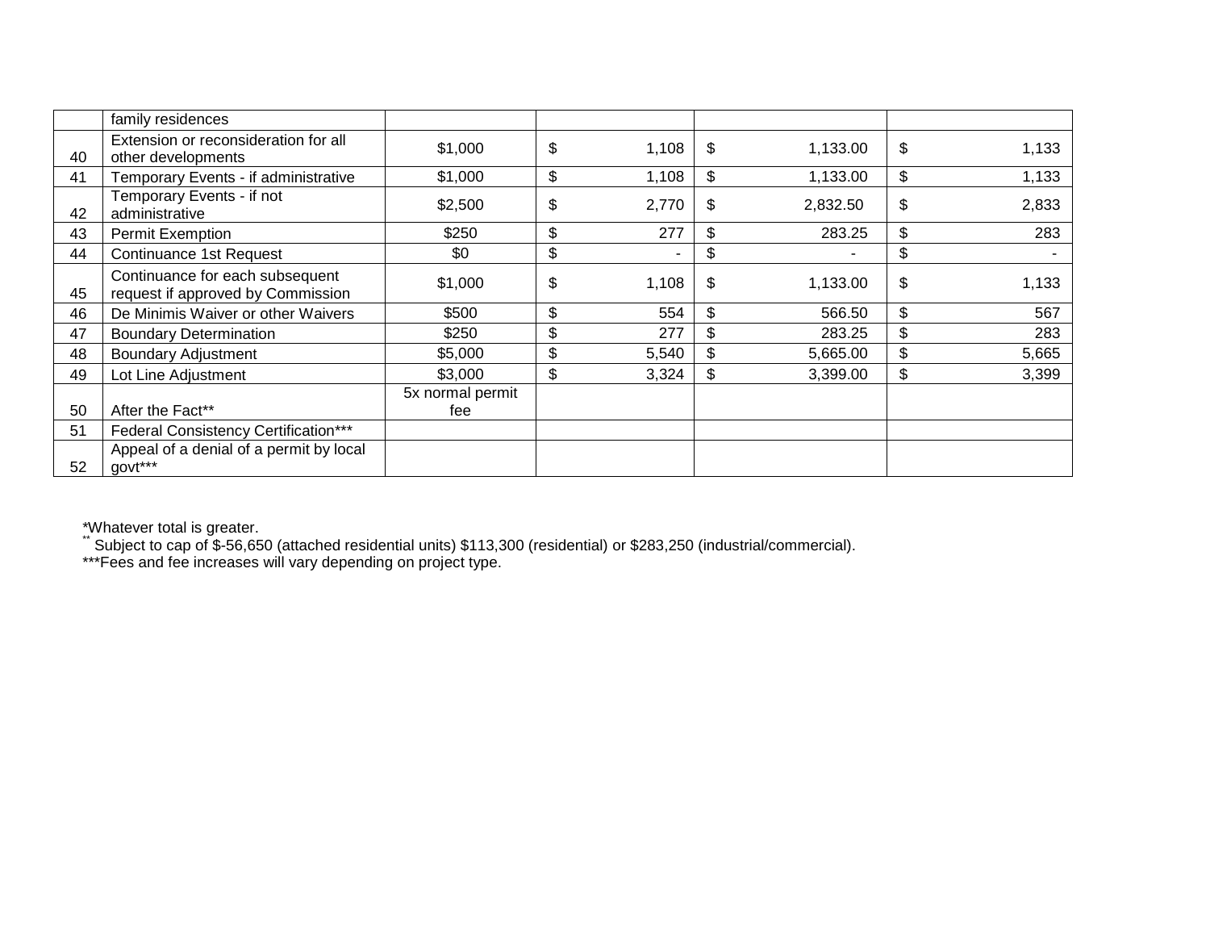| | | | | | |
|---|---|---|---|---|---|
| | family residences | | | | |
| 40 | Extension or reconsideration for all other developments | $1,000 | $ 1,108 | $ 1,133.00 | $ 1,133 |
| 41 | Temporary Events - if administrative | $1,000 | $ 1,108 | $ 1,133.00 | $ 1,133 |
| 42 | Temporary Events - if not administrative | $2,500 | $ 2,770 | $ 2,832.50 | $ 2,833 |
| 43 | Permit Exemption | $250 | $ 277 | $ 283.25 | $ 283 |
| 44 | Continuance 1st Request | $0 | $ - | $ - | $ - |
| 45 | Continuance for each subsequent request if approved by Commission | $1,000 | $ 1,108 | $ 1,133.00 | $ 1,133 |
| 46 | De Minimis Waiver or other Waivers | $500 | $ 554 | $ 566.50 | $ 567 |
| 47 | Boundary Determination | $250 | $ 277 | $ 283.25 | $ 283 |
| 48 | Boundary Adjustment | $5,000 | $ 5,540 | $ 5,665.00 | $ 5,665 |
| 49 | Lot Line Adjustment | $3,000 | $ 3,324 | $ 3,399.00 | $ 3,399 |
| 50 | After the Fact** | 5x normal permit fee | | | |
| 51 | Federal Consistency Certification*** | | | | |
| 52 | Appeal of a denial of a permit by local govt*** | | | | |

*Whatever total is greater.

** Subject to cap of $-56,650 (attached residential units) $113,300 (residential) or $283,250 (industrial/commercial).

***Fees and fee increases will vary depending on project type.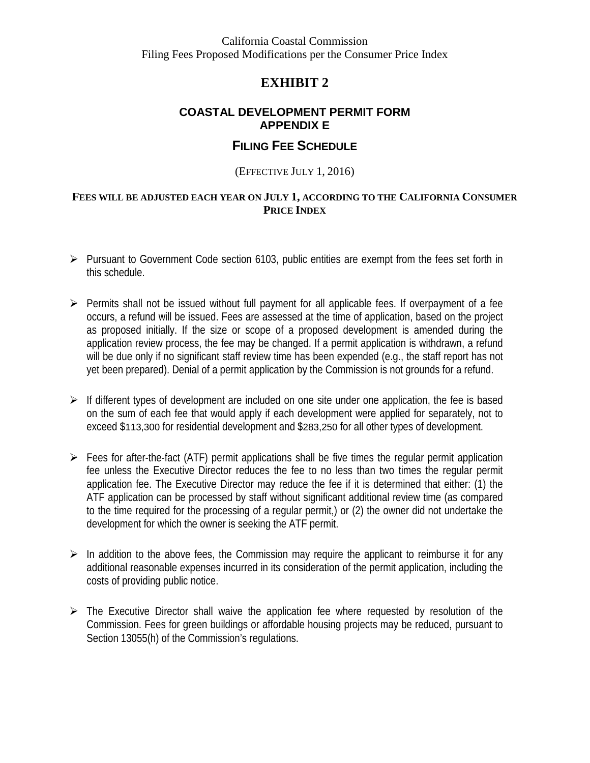California Coastal Commission
Filing Fees Proposed Modifications per the Consumer Price Index

# EXHIBIT 2

## COASTAL DEVELOPMENT PERMIT FORM
## APPENDIX E

## FILING FEE SCHEDULE

(EFFECTIVE JULY 1, 2016)

**FEES WILL BE ADJUSTED EACH YEAR ON JULY 1, ACCORDING TO THE CALIFORNIA CONSUMER PRICE INDEX**

- Pursuant to Government Code section 6103, public entities are exempt from the fees set forth in this schedule.

- Permits shall not be issued without full payment for all applicable fees. If overpayment of a fee occurs, a refund will be issued. Fees are assessed at the time of application, based on the project as proposed initially. If the size or scope of a proposed development is amended during the application review process, the fee may be changed. If a permit application is withdrawn, a refund will be due only if no significant staff review time has been expended (e.g., the staff report has not yet been prepared). Denial of a permit application by the Commission is not grounds for a refund.

- If different types of development are included on one site under one application, the fee is based on the sum of each fee that would apply if each development were applied for separately, not to exceed $113,300 for residential development and $283,250 for all other types of development.

- Fees for after-the-fact (ATF) permit applications shall be five times the regular permit application fee unless the Executive Director reduces the fee to no less than two times the regular permit application fee. The Executive Director may reduce the fee if it is determined that either: (1) the ATF application can be processed by staff without significant additional review time (as compared to the time required for the processing of a regular permit,) or (2) the owner did not undertake the development for which the owner is seeking the ATF permit.

- In addition to the above fees, the Commission may require the applicant to reimburse it for any additional reasonable expenses incurred in its consideration of the permit application, including the costs of providing public notice.

- The Executive Director shall waive the application fee where requested by resolution of the Commission. Fees for green buildings or affordable housing projects may be reduced, pursuant to Section 13055(h) of the Commission's regulations.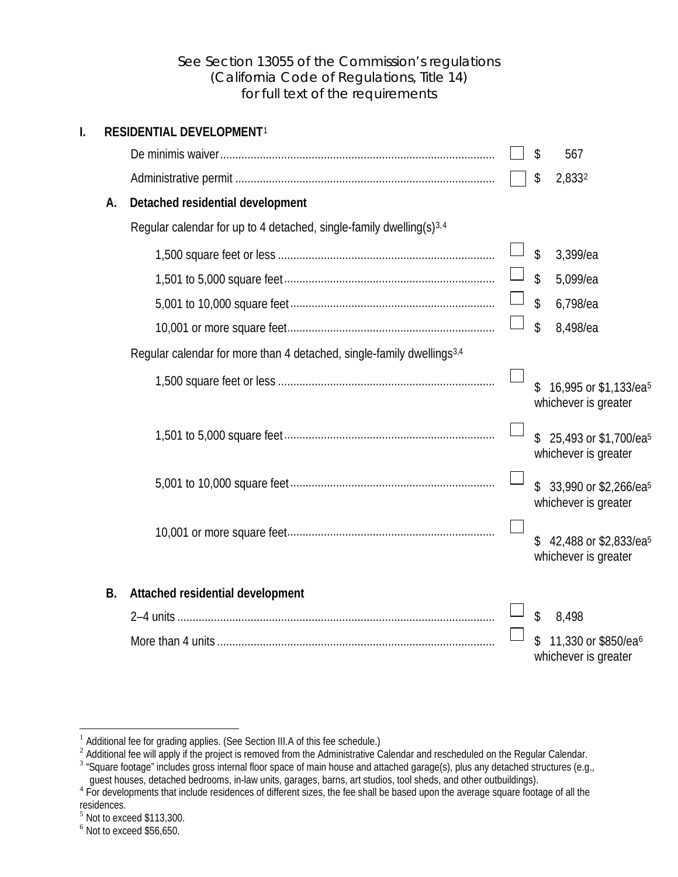See Section 13055 of the Commission's regulations
(California Code of Regulations, Title 14)
for full text of the requirements

## I. RESIDENTIAL DEVELOPMENT[1]

| Item | | Fee |
|---|---|---|
| De minimis waiver | ☐ | $ 567 |
| Administrative permit | ☐ | $ 2,833[2] |

### A. Detached residential development

Regular calendar for up to 4 detached, single-family dwelling(s)[3,4]

| Item | | Fee |
|---|---|---|
| 1,500 square feet or less | ☐ | $ 3,399/ea |
| 1,501 to 5,000 square feet | ☐ | $ 5,099/ea |
| 5,001 to 10,000 square feet | ☐ | $ 6,798/ea |
| 10,001 or more square feet | ☐ | $ 8,498/ea |

Regular calendar for more than 4 detached, single-family dwellings[3,4]

| Item | | Fee |
|---|---|---|
| 1,500 square feet or less | ☐ | $ 16,995 or $1,133/ea[5] whichever is greater |
| 1,501 to 5,000 square feet | ☐ | $ 25,493 or $1,700/ea[5] whichever is greater |
| 5,001 to 10,000 square feet | ☐ | $ 33,990 or $2,266/ea[5] whichever is greater |
| 10,001 or more square feet | ☐ | $ 42,488 or $2,833/ea[5] whichever is greater |

### B. Attached residential development

| Item | | Fee |
|---|---|---|
| 2–4 units | ☐ | $ 8,498 |
| More than 4 units | ☐ | $ 11,330 or $850/ea[6] whichever is greater |

---

[1] Additional fee for grading applies. (See Section III.A of this fee schedule.)

[2] Additional fee will apply if the project is removed from the Administrative Calendar and rescheduled on the Regular Calendar.

[3] "Square footage" includes gross internal floor space of main house and attached garage(s), plus any detached structures (e.g., guest houses, detached bedrooms, in-law units, garages, barns, art studios, tool sheds, and other outbuildings).

[4] For developments that include residences of different sizes, the fee shall be based upon the average square footage of all the residences.

[5] Not to exceed $113,300.

[6] Not to exceed $56,650.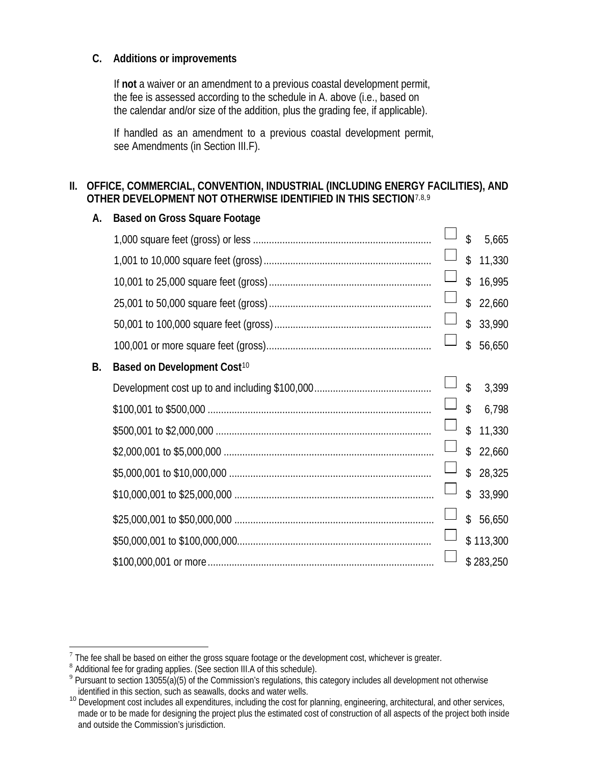### C. Additions or improvements

If **not** a waiver or an amendment to a previous coastal development permit, the fee is assessed according to the schedule in A. above (i.e., based on the calendar and/or size of the addition, plus the grading fee, if applicable).

If handled as an amendment to a previous coastal development permit, see Amendments (in Section III.F).

## II. OFFICE, COMMERCIAL, CONVENTION, INDUSTRIAL (INCLUDING ENERGY FACILITIES), AND OTHER DEVELOPMENT NOT OTHERWISE IDENTIFIED IN THIS SECTION[7,8,9]

### A. Based on Gross Square Footage

| | | |
|---|---|---|
| 1,000 square feet (gross) or less | ☐ | $ 5,665 |
| 1,001 to 10,000 square feet (gross) | ☐ | $ 11,330 |
| 10,001 to 25,000 square feet (gross) | ☐ | $ 16,995 |
| 25,001 to 50,000 square feet (gross) | ☐ | $ 22,660 |
| 50,001 to 100,000 square feet (gross) | ☐ | $ 33,990 |
| 100,001 or more square feet (gross) | ☐ | $ 56,650 |

### B. Based on Development Cost[10]

| | | |
|---|---|---|
| Development cost up to and including $100,000 | ☐ | $ 3,399 |
| $100,001 to $500,000 | ☐ | $ 6,798 |
| $500,001 to $2,000,000 | ☐ | $ 11,330 |
| $2,000,001 to $5,000,000 | ☐ | $ 22,660 |
| $5,000,001 to $10,000,000 | ☐ | $ 28,325 |
| $10,000,001 to $25,000,000 | ☐ | $ 33,990 |
| $25,000,001 to $50,000,000 | ☐ | $ 56,650 |
| $50,000,001 to $100,000,000 | ☐ | $ 113,300 |
| $100,000,001 or more | ☐ | $ 283,250 |

---

[7] The fee shall be based on either the gross square footage or the development cost, whichever is greater.

[8] Additional fee for grading applies. (See section III.A of this schedule).

[9] Pursuant to section 13055(a)(5) of the Commission's regulations, this category includes all development not otherwise identified in this section, such as seawalls, docks and water wells.

[10] Development cost includes all expenditures, including the cost for planning, engineering, architectural, and other services, made or to be made for designing the project plus the estimated cost of construction of all aspects of the project both inside and outside the Commission's jurisdiction.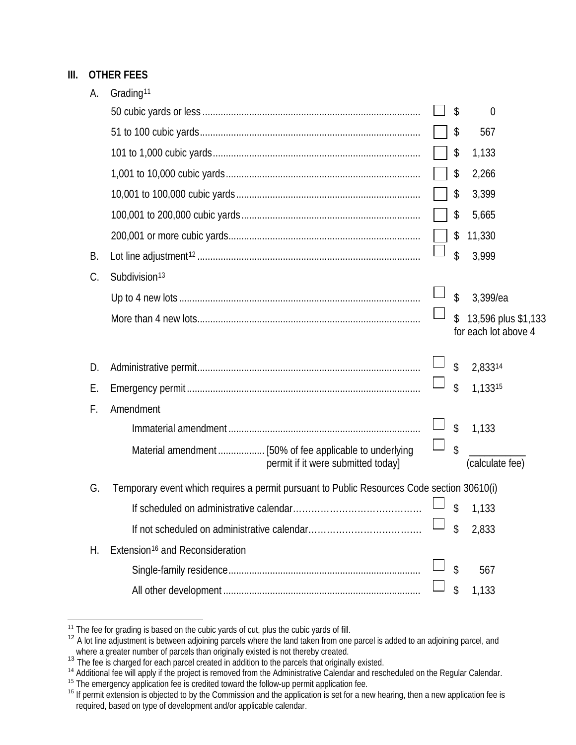## III. OTHER FEES

A. Grading[11]

| | | |
|---|---|---|
| 50 cubic yards or less | ☐ | $ 0 |
| 51 to 100 cubic yards | ☐ | $ 567 |
| 101 to 1,000 cubic yards | ☐ | $ 1,133 |
| 1,001 to 10,000 cubic yards | ☐ | $ 2,266 |
| 10,001 to 100,000 cubic yards | ☐ | $ 3,399 |
| 100,001 to 200,000 cubic yards | ☐ | $ 5,665 |
| 200,001 or more cubic yards | ☐ | $ 11,330 |

B. Lot line adjustment[12] ☐ $ 3,999

C. Subdivision[13]

| | | |
|---|---|---|
| Up to 4 new lots | ☐ | $ 3,399/ea |
| More than 4 new lots | ☐ | $ 13,596 plus $1,133 for each lot above 4 |

D. Administrative permit ☐ $ 2,833[14]

E. Emergency permit ☐ $ 1,133[15]

F. Amendment

| | | |
|---|---|---|
| Immaterial amendment | ☐ | $ 1,133 |
| Material amendment [50% of fee applicable to underlying permit if it were submitted today] | ☐ | $ ___________ (calculate fee) |

G. Temporary event which requires a permit pursuant to Public Resources Code section 30610(i)

| | | |
|---|---|---|
| If scheduled on administrative calendar | ☐ | $ 1,133 |
| If not scheduled on administrative calendar | ☐ | $ 2,833 |

H. Extension[16] and Reconsideration

| | | |
|---|---|---|
| Single-family residence | ☐ | $ 567 |
| All other development | ☐ | $ 1,133 |

---

[11] The fee for grading is based on the cubic yards of cut, plus the cubic yards of fill.
[12] A lot line adjustment is between adjoining parcels where the land taken from one parcel is added to an adjoining parcel, and where a greater number of parcels than originally existed is not thereby created.
[13] The fee is charged for each parcel created in addition to the parcels that originally existed.
[14] Additional fee will apply if the project is removed from the Administrative Calendar and rescheduled on the Regular Calendar.
[15] The emergency application fee is credited toward the follow-up permit application fee.
[16] If permit extension is objected to by the Commission and the application is set for a new hearing, then a new application fee is required, based on type of development and/or applicable calendar.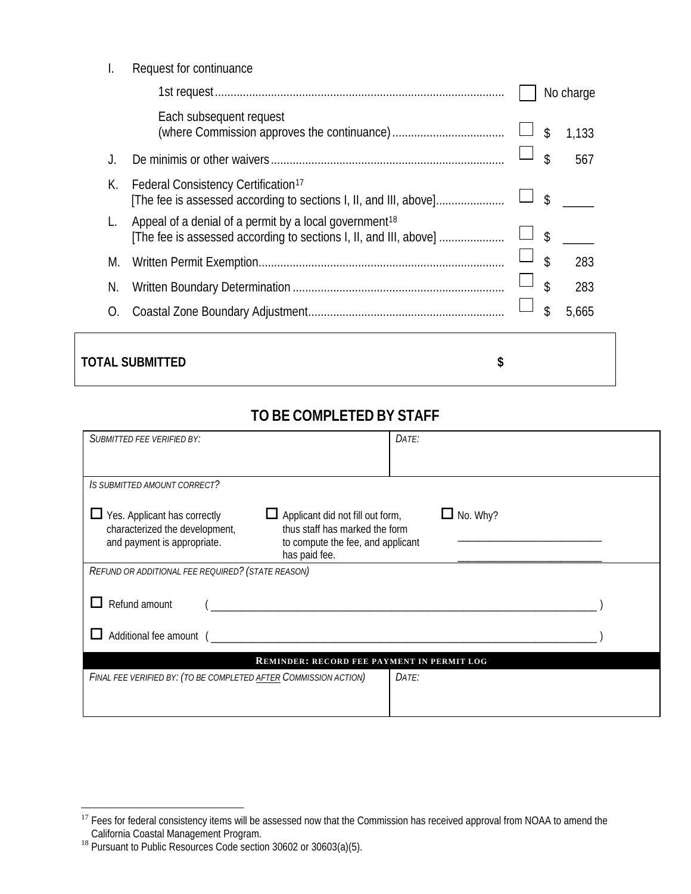| | | | |
|---|---|---|---|
| I. | Request for continuance | | |
| | 1st request | ☐ | No charge |
| | Each subsequent request (where Commission approves the continuance) | ☐ | $ 1,133 |
| J. | De minimis or other waivers | ☐ | $ 567 |
| K. | Federal Consistency Certification[17] [The fee is assessed according to sections I, II, and III, above] | ☐ | $ _____ |
| L. | Appeal of a denial of a permit by a local government[18] [The fee is assessed according to sections I, II, and III, above] | ☐ | $ _____ |
| M. | Written Permit Exemption | ☐ | $ 283 |
| N. | Written Boundary Determination | ☐ | $ 283 |
| O. | Coastal Zone Boundary Adjustment | ☐ | $ 5,665 |

**TOTAL SUBMITTED** **$**

## TO BE COMPLETED BY STAFF

| | | |
|---|---|---|
| *SUBMITTED FEE VERIFIED BY:* | | *DATE:* |
| *IS SUBMITTED AMOUNT CORRECT?* | | |
| ☐ Yes. Applicant has correctly characterized the development, and payment is appropriate. | ☐ Applicant did not fill out form, thus staff has marked the form to compute the fee, and applicant has paid fee. | ☐ No. Why? ________________________ ________________________ |
| *REFUND OR ADDITIONAL FEE REQUIRED? (STATE REASON)* | | |
| ☐ Refund amount ( ________________________________________ ) | | |
| ☐ Additional fee amount ( ________________________________________ ) | | |
| **REMINDER: RECORD FEE PAYMENT IN PERMIT LOG** | | |
| *FINAL FEE VERIFIED BY: (TO BE COMPLETED AFTER COMMISSION ACTION)* | | *DATE:* |

[17] Fees for federal consistency items will be assessed now that the Commission has received approval from NOAA to amend the California Coastal Management Program.

[18] Pursuant to Public Resources Code section 30602 or 30603(a)(5).